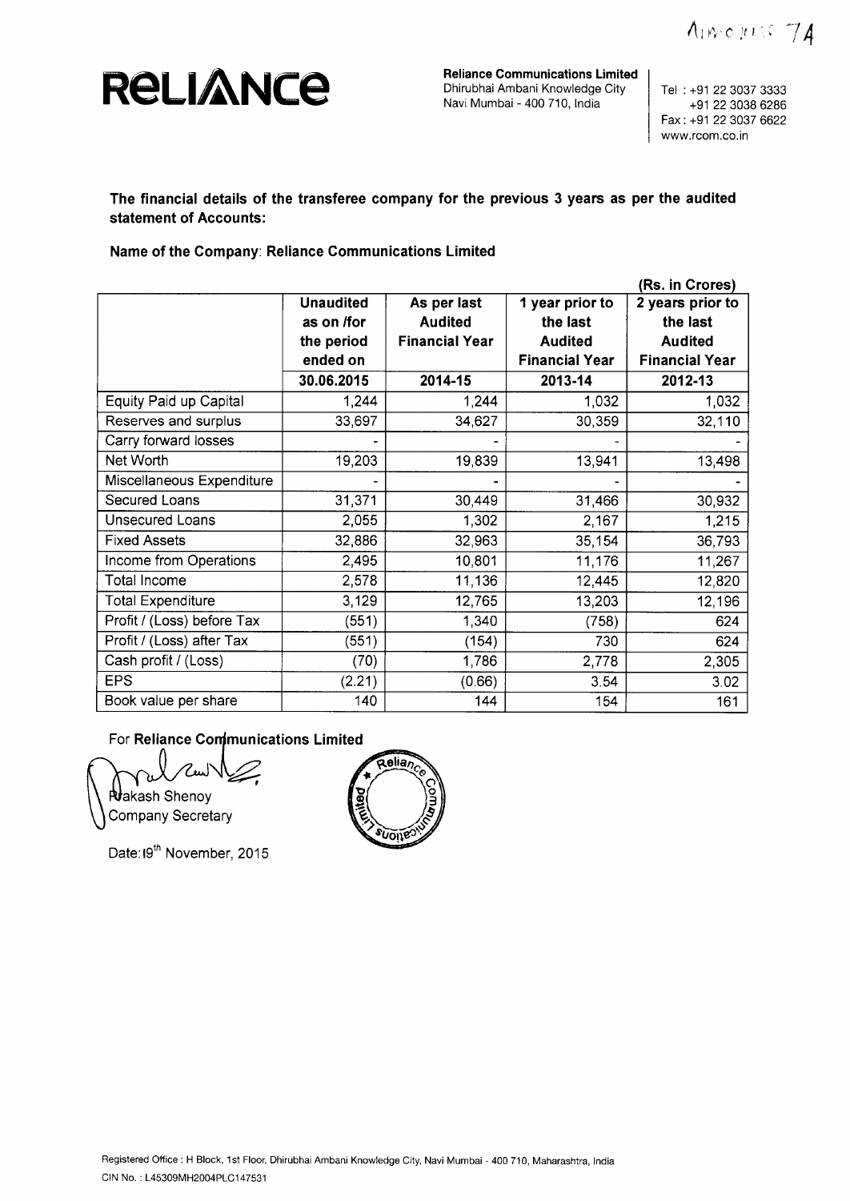Annexure 7A

**RELIANCE**

**Reliance Communications Limited**
Dhirubhai Ambani Knowledge City
Navi Mumbai - 400 710, India

Tel : +91 22 3037 3333
+91 22 3038 6286
Fax : +91 22 3037 6622
www.rcom.co.in

**The financial details of the transferee company for the previous 3 years as per the audited statement of Accounts:**

**Name of the Company: Reliance Communications Limited**

(Rs. in Crores)

| | Unaudited as on /for the period ended on | As per last Audited Financial Year | 1 year prior to the last Audited Financial Year | 2 years prior to the last Audited Financial Year |
|---|---|---|---|---|
| | **30.06.2015** | **2014-15** | **2013-14** | **2012-13** |
| Equity Paid up Capital | 1,244 | 1,244 | 1,032 | 1,032 |
| Reserves and surplus | 33,697 | 34,627 | 30,359 | 32,110 |
| Carry forward losses | - | - | - | - |
| Net Worth | 19,203 | 19,839 | 13,941 | 13,498 |
| Miscellaneous Expenditure | - | - | - | - |
| Secured Loans | 31,371 | 30,449 | 31,466 | 30,932 |
| Unsecured Loans | 2,055 | 1,302 | 2,167 | 1,215 |
| Fixed Assets | 32,886 | 32,963 | 35,154 | 36,793 |
| Income from Operations | 2,495 | 10,801 | 11,176 | 11,267 |
| Total Income | 2,578 | 11,136 | 12,445 | 12,820 |
| Total Expenditure | 3,129 | 12,765 | 13,203 | 12,196 |
| Profit / (Loss) before Tax | (551) | 1,340 | (758) | 624 |
| Profit / (Loss) after Tax | (551) | (154) | 730 | 624 |
| Cash profit / (Loss) | (70) | 1,786 | 2,778 | 2,305 |
| EPS | (2.21) | (0.66) | 3.54 | 3.02 |
| Book value per share | 140 | 144 | 154 | 161 |

For **Reliance Communications Limited**

Prakash Shenoy
Company Secretary

Date: 19th November, 2015

Registered Office : H Block, 1st Floor, Dhirubhai Ambani Knowledge City, Navi Mumbai - 400 710, Maharashtra, India
CIN No. : L45309MH2004PLC147531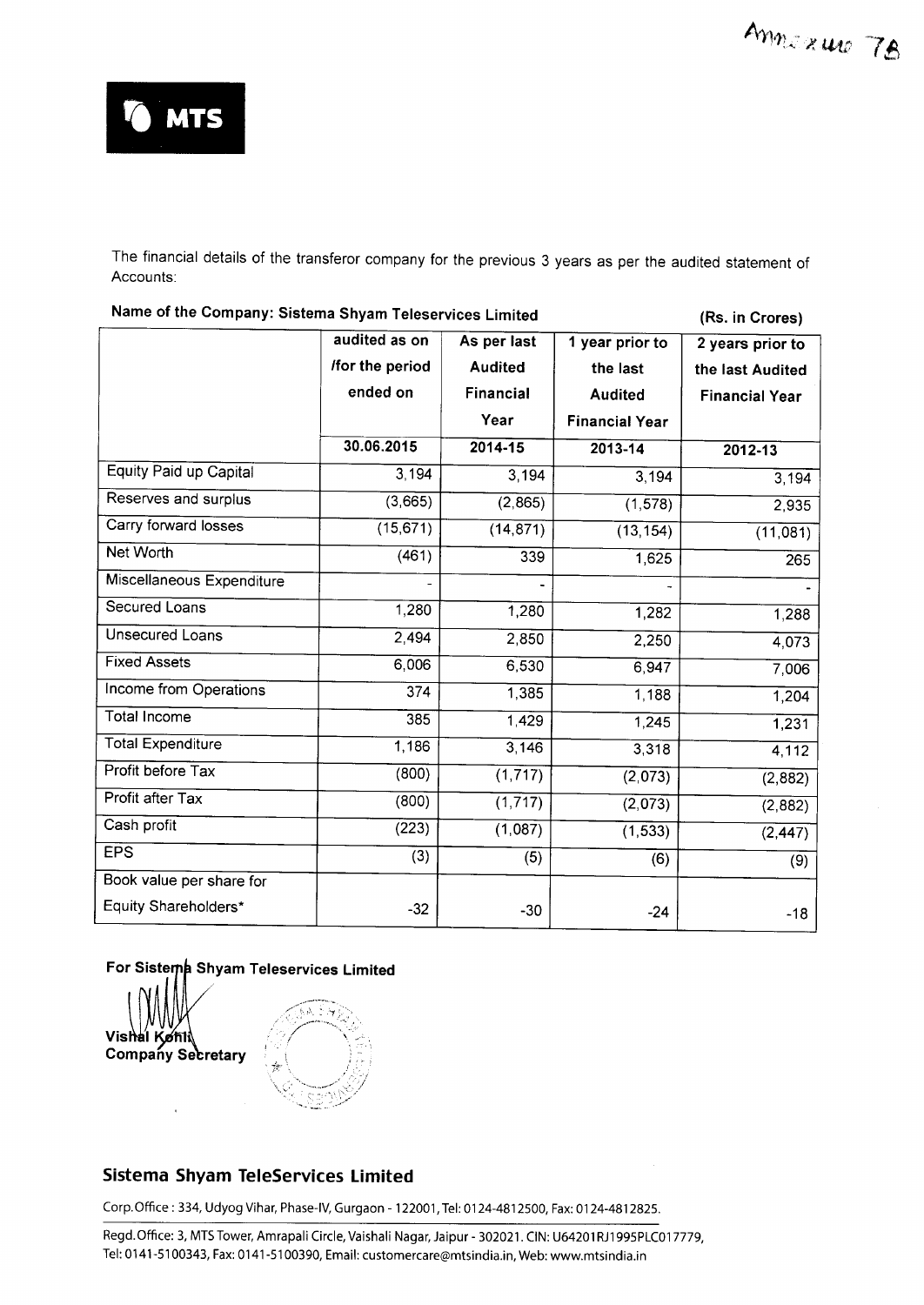Annexure 7B

MTS

The financial details of the transferor company for the previous 3 years as per the audited statement of Accounts:

**Name of the Company: Sistema Shyam Teleservices Limited** **(Rs. in Crores)**

| | audited as on /for the period ended on | As per last Audited Financial Year | 1 year prior to the last Audited Financial Year | 2 years prior to the last Audited Financial Year |
|---|---|---|---|---|
| | 30.06.2015 | 2014-15 | 2013-14 | 2012-13 |
| Equity Paid up Capital | 3,194 | 3,194 | 3,194 | 3,194 |
| Reserves and surplus | (3,665) | (2,865) | (1,578) | 2,935 |
| Carry forward losses | (15,671) | (14,871) | (13,154) | (11,081) |
| Net Worth | (461) | 339 | 1,625 | 265 |
| Miscellaneous Expenditure | - | - | - | - |
| Secured Loans | 1,280 | 1,280 | 1,282 | 1,288 |
| Unsecured Loans | 2,494 | 2,850 | 2,250 | 4,073 |
| Fixed Assets | 6,006 | 6,530 | 6,947 | 7,006 |
| Income from Operations | 374 | 1,385 | 1,188 | 1,204 |
| Total Income | 385 | 1,429 | 1,245 | 1,231 |
| Total Expenditure | 1,186 | 3,146 | 3,318 | 4,112 |
| Profit before Tax | (800) | (1,717) | (2,073) | (2,882) |
| Profit after Tax | (800) | (1,717) | (2,073) | (2,882) |
| Cash profit | (223) | (1,087) | (1,533) | (2,447) |
| EPS | (3) | (5) | (6) | (9) |
| Book value per share for Equity Shareholders* | -32 | -30 | -24 | -18 |

**For Sistema Shyam Teleservices Limited**

**Vishal Kohli**
**Company Secretary**

## Sistema Shyam TeleServices Limited

Corp.Office : 334, Udyog Vihar, Phase-IV, Gurgaon - 122001, Tel: 0124-4812500, Fax: 0124-4812825.

Regd.Office: 3, MTS Tower, Amrapali Circle, Vaishali Nagar, Jaipur - 302021. CIN: U64201RJ1995PLC017779, Tel: 0141-5100343, Fax: 0141-5100390, Email: customercare@mtsindia.in, Web: www.mtsindia.in